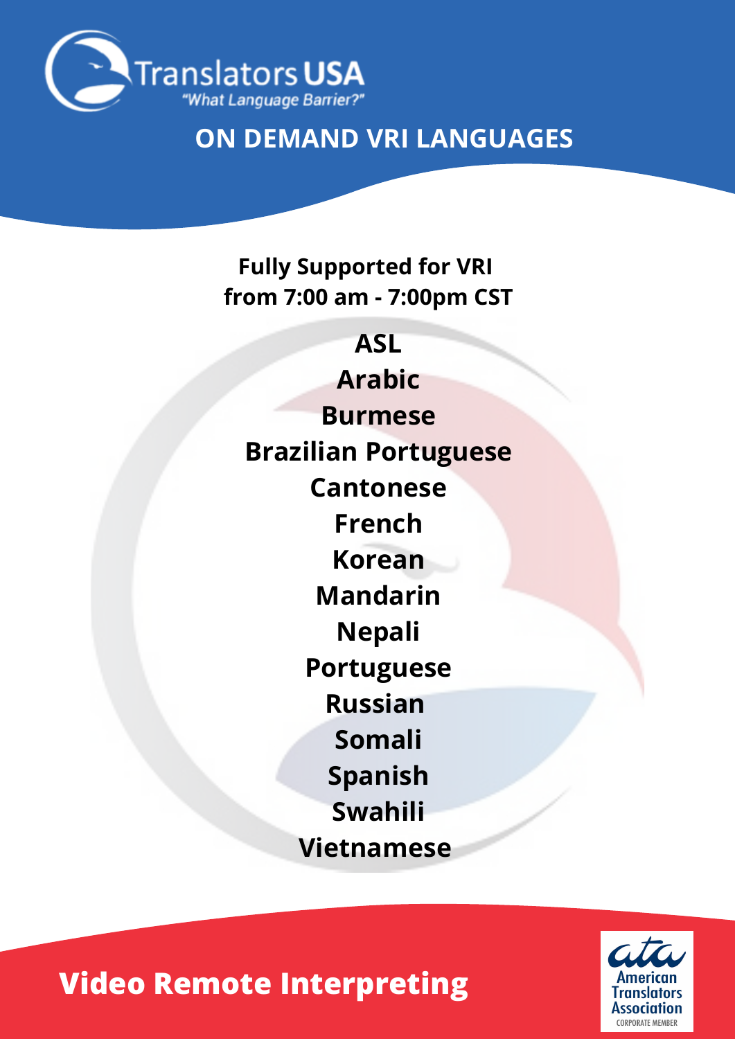Translators USA

*"What Language Barrier?"*

# ON DEMAND VRI LANGUAGES

**Fully Supported for VRI from 7:00 am - 7:00pm CST**

**ASL**
**Arabic**
**Burmese**
**Brazilian Portuguese**
**Cantonese**
**French**
**Korean**
**Mandarin**
**Nepali**
**Portuguese**
**Russian**
**Somali**
**Spanish**
**Swahili**
**Vietnamese**

## Video Remote Interpreting

ata American Translators Association CORPORATE MEMBER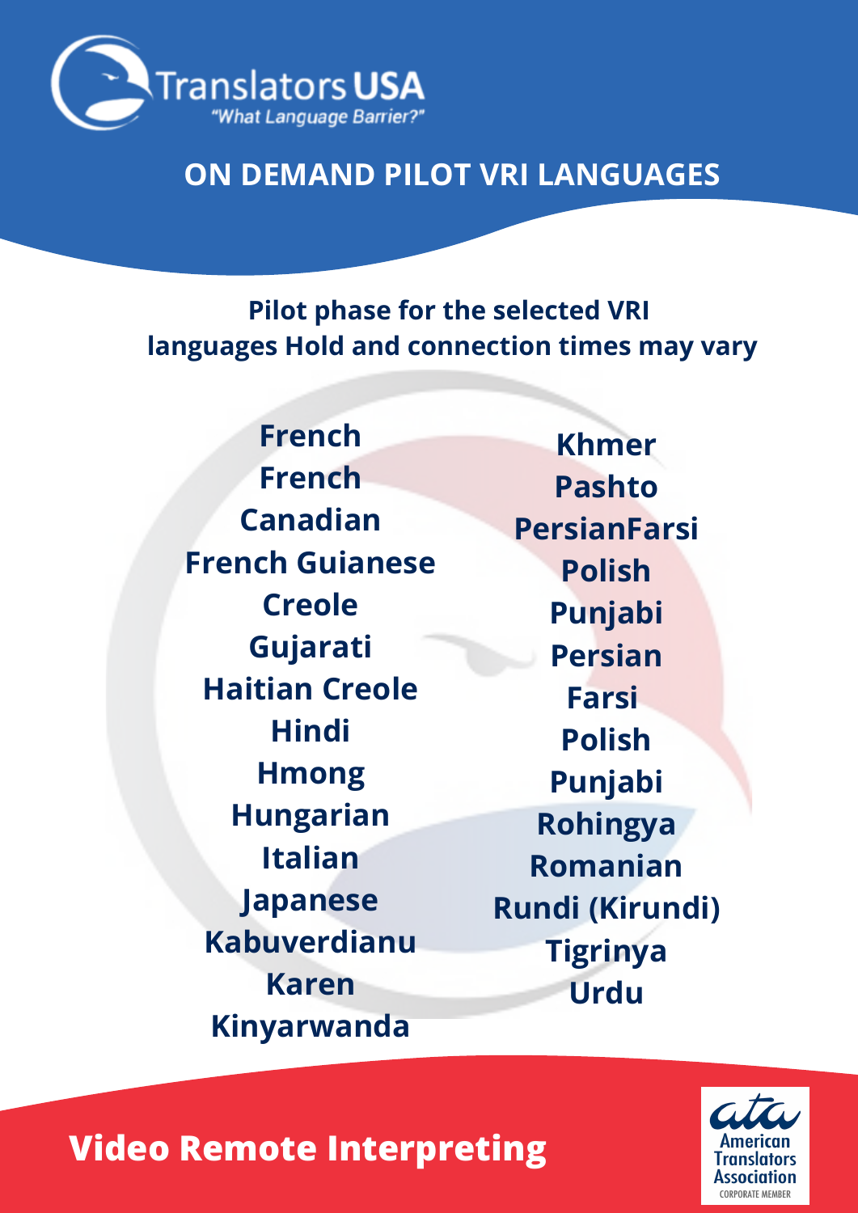# Translators USA

*"What Language Barrier?"*

## ON DEMAND PILOT VRI LANGUAGES

**Pilot phase for the selected VRI languages Hold and connection times may vary**

- French
- French Canadian
- French Guianese Creole
- Gujarati
- Haitian Creole
- Hindi
- Hmong
- Hungarian
- Italian
- Japanese
- Kabuverdianu
- Karen
- Kinyarwanda
- Khmer
- Pashto
- PersianFarsi
- Polish
- Punjabi
- Persian
- Farsi
- Polish
- Punjabi
- Rohingya
- Romanian
- Rundi (Kirundi)
- Tigrinya
- Urdu

**Video Remote Interpreting**

ata American Translators Association CORPORATE MEMBER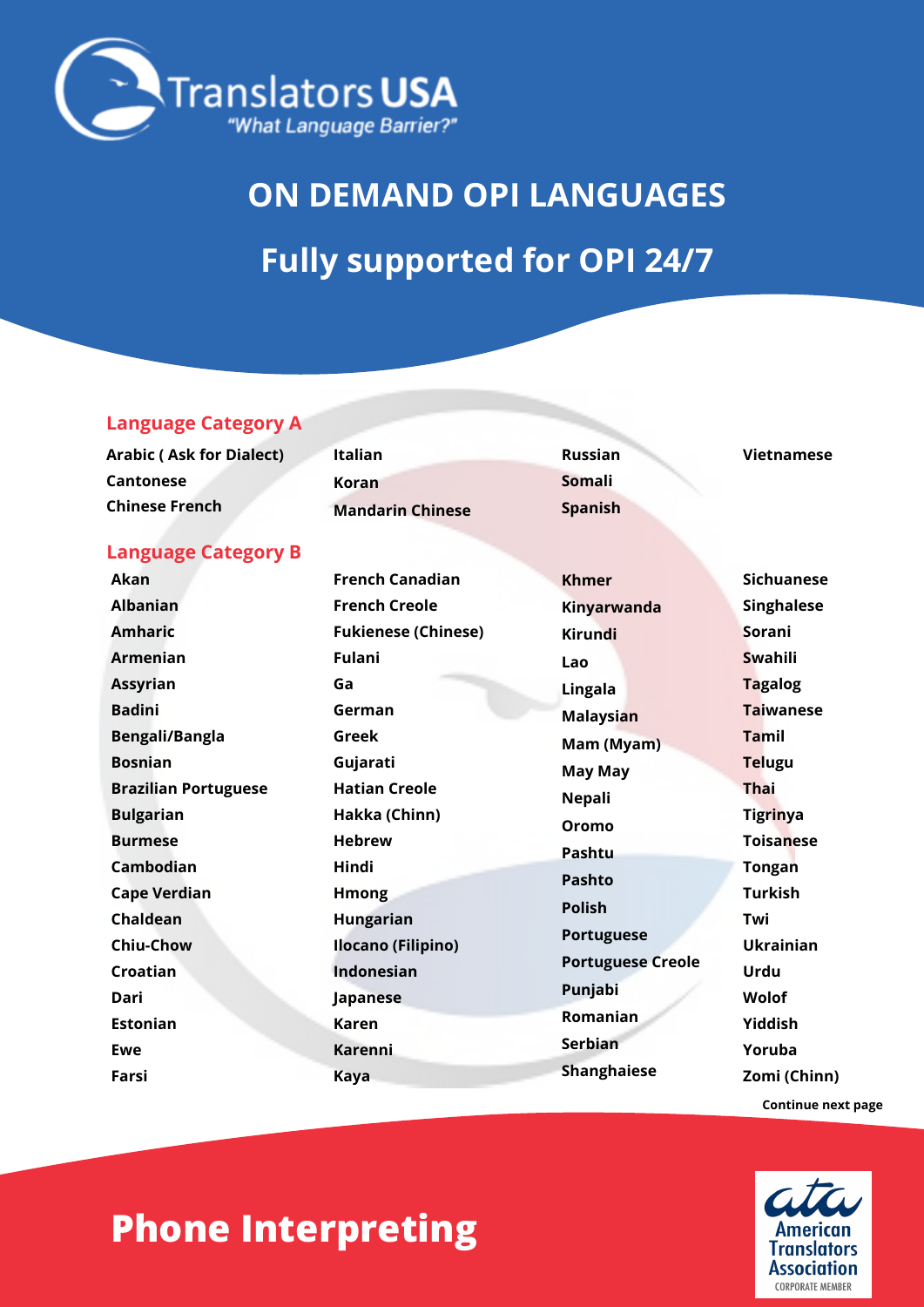Translators USA

*"What Language Barrier?"*

# ON DEMAND OPI LANGUAGES

## Fully supported for OPI 24/7

### Language Category A

**Arabic ( Ask for Dialect)**
**Cantonese**
**Chinese French**
**Italian**
**Koran**
**Mandarin Chinese**
**Russian**
**Somali**
**Spanish**
**Vietnamese**

### Language Category B

**Akan**
**Albanian**
**Amharic**
**Armenian**
**Assyrian**
**Badini**
**Bengali/Bangla**
**Bosnian**
**Brazilian Portuguese**
**Bulgarian**
**Burmese**
**Cambodian**
**Cape Verdian**
**Chaldean**
**Chiu-Chow**
**Croatian**
**Dari**
**Estonian**
**Ewe**
**Farsi**
**French Canadian**
**French Creole**
**Fukienese (Chinese)**
**Fulani**
**Ga**
**German**
**Greek**
**Gujarati**
**Hatian Creole**
**Hakka (Chinn)**
**Hebrew**
**Hindi**
**Hmong**
**Hungarian**
**Ilocano (Filipino)**
**Indonesian**
**Japanese**
**Karen**
**Karenni**
**Kaya**
**Khmer**
**Kinyarwanda**
**Kirundi**
**Lao**
**Lingala**
**Malaysian**
**Mam (Myam)**
**May May**
**Nepali**
**Oromo**
**Pashtu**
**Pashto**
**Polish**
**Portuguese**
**Portuguese Creole**
**Punjabi**
**Romanian**
**Serbian**
**Shanghaiese**
**Sichuanese**
**Singhalese**
**Sorani**
**Swahili**
**Tagalog**
**Taiwanese**
**Tamil**
**Telugu**
**Thai**
**Tigrinya**
**Toisanese**
**Tongan**
**Turkish**
**Twi**
**Ukrainian**
**Urdu**
**Wolof**
**Yiddish**
**Yoruba**
**Zomi (Chinn)**

**Continue next page**

# Phone Interpreting

American Translators Association
CORPORATE MEMBER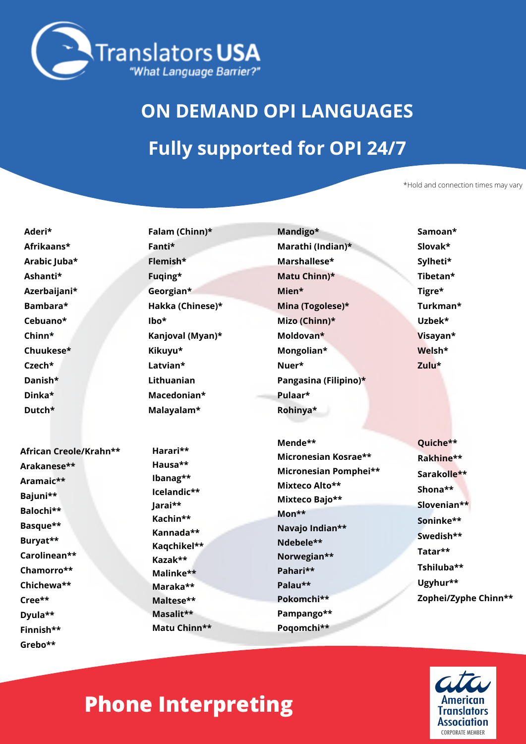Translators USA
"What Language Barrier?"

# ON DEMAND OPI LANGUAGES

## Fully supported for OPI 24/7

*Hold and connection times may vary

**Aderi***
**Afrikaans***
**Arabic Juba***
**Ashanti***
**Azerbaijani***
**Bambara***
**Cebuano***
**Chinn***
**Chuukese***
**Czech***
**Danish***
**Dinka***
**Dutch***

**Falam (Chinn)***
**Fanti***
**Flemish***
**Fuqing***
**Georgian***
**Hakka (Chinese)***
**Ibo***
**Kanjoval (Myan)***
**Kikuyu***
**Latvian***
**Lithuanian**
**Macedonian***
**Malayalam***

**Mandigo***
**Marathi (Indian)***
**Marshallese***
**Matu Chinn)***
**Mien***
**Mina (Togolese)***
**Mizo (Chinn)***
**Moldovan***
**Mongolian***
**Nuer***
**Pangasina (Filipino)***
**Pulaar***
**Rohinya***

**Samoan***
**Slovak***
**Sylheti***
**Tibetan***
**Tigre***
**Turkman***
**Uzbek***
**Visayan***
**Welsh***
**Zulu***

**African Creole/Krahn****
**Arakanese****
**Aramaic****
**Bajuni****
**Balochi****
**Basque****
**Buryat****
**Carolinean****
**Chamorro****
**Chichewa****
**Cree****
**Dyula****
**Finnish****
**Grebo****

**Harari****
**Hausa****
**Ibanag****
**Icelandic****
**Jarai****
**Kachin****
**Kannada****
**Kaqchikel****
**Kazak****
**Malinke****
**Maraka****
**Maltese****
**Masalit****
**Matu Chinn****

**Mende****
**Micronesian Kosrae****
**Micronesian Pomphei****
**Mixteco Alto****
**Mixteco Bajo****
**Mon****
**Navajo Indian****
**Ndebele****
**Norwegian****
**Pahari****
**Palau****
**Pokomchi****
**Pampango****
**Poqomchi****

**Quiche****
**Rakhine****
**Sarakolle****
**Shona****
**Slovenian****
**Soninke****
**Swedish****
**Tatar****
**Tshiluba****
**Ugyhur****
**Zophei/Zyphe Chinn****

# Phone Interpreting

ata American Translators Association CORPORATE MEMBER